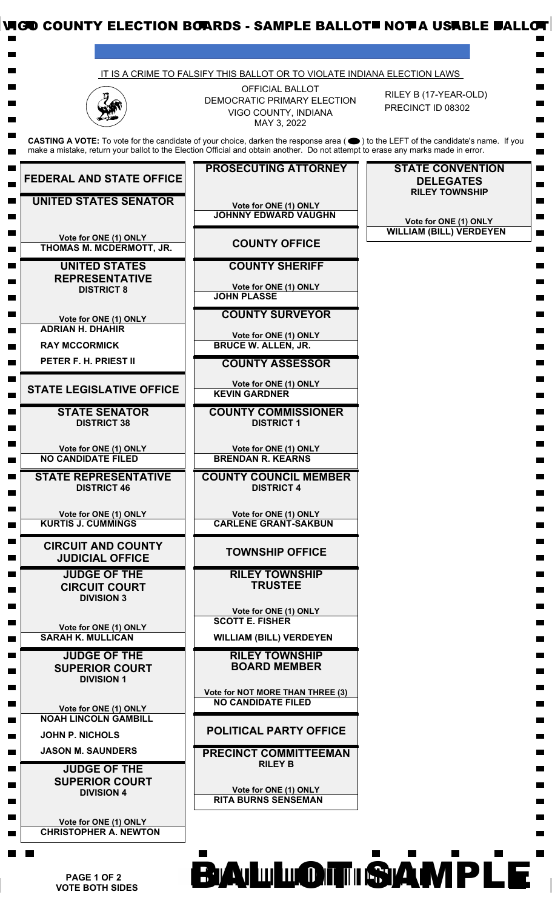VIGO COUNTY ELECTION BOARDS - SAMPLE BALLOT - NOT A USABLE BALLOT

IT IS A CRIME TO FALSIFY THIS BALLOT OR TO VIOLATE INDIANA ELECTION LAWS

OFFICIAL BALLOT
DEMOCRATIC PRIMARY ELECTION
VIGO COUNTY, INDIANA
MAY 3, 2022

RILEY B (17-YEAR-OLD)
PRECINCT ID 08302

**CASTING A VOTE:** To vote for the candidate of your choice, darken the response area ( ⬬ ) to the LEFT of the candidate's name. If you make a mistake, return your ballot to the Election Official and obtain another. Do not attempt to erase any marks made in error.

## FEDERAL AND STATE OFFICE

### UNITED STATES SENATOR

**Vote for ONE (1) ONLY**

- THOMAS M. MCDERMOTT, JR.

### UNITED STATES REPRESENTATIVE
**DISTRICT 8**

**Vote for ONE (1) ONLY**

- ADRIAN H. DHAHIR
- RAY MCCORMICK
- PETER F. H. PRIEST II

## STATE LEGISLATIVE OFFICE

### STATE SENATOR
**DISTRICT 38**

**Vote for ONE (1) ONLY**

- NO CANDIDATE FILED

### STATE REPRESENTATIVE
**DISTRICT 46**

**Vote for ONE (1) ONLY**

- KURTIS J. CUMMINGS

## CIRCUIT AND COUNTY JUDICIAL OFFICE

### JUDGE OF THE CIRCUIT COURT
**DIVISION 3**

**Vote for ONE (1) ONLY**

- SARAH K. MULLICAN

### JUDGE OF THE SUPERIOR COURT
**DIVISION 1**

**Vote for ONE (1) ONLY**

- NOAH LINCOLN GAMBILL
- JOHN P. NICHOLS
- JASON M. SAUNDERS

### JUDGE OF THE SUPERIOR COURT
**DIVISION 4**

**Vote for ONE (1) ONLY**

- CHRISTOPHER A. NEWTON

### PROSECUTING ATTORNEY

**Vote for ONE (1) ONLY**

- JOHNNY EDWARD VAUGHN

## COUNTY OFFICE

### COUNTY SHERIFF

**Vote for ONE (1) ONLY**

- JOHN PLASSE

### COUNTY SURVEYOR

**Vote for ONE (1) ONLY**

- BRUCE W. ALLEN, JR.

### COUNTY ASSESSOR

**Vote for ONE (1) ONLY**

- KEVIN GARDNER

### COUNTY COMMISSIONER
**DISTRICT 1**

**Vote for ONE (1) ONLY**

- BRENDAN R. KEARNS

### COUNTY COUNCIL MEMBER
**DISTRICT 4**

**Vote for ONE (1) ONLY**

- CARLENE GRANT-SAKBUN

## TOWNSHIP OFFICE

### RILEY TOWNSHIP TRUSTEE

**Vote for ONE (1) ONLY**

- SCOTT E. FISHER
- WILLIAM (BILL) VERDEYEN

### RILEY TOWNSHIP BOARD MEMBER

**Vote for NOT MORE THAN THREE (3)**

- NO CANDIDATE FILED

## POLITICAL PARTY OFFICE

### PRECINCT COMMITTEEMAN
**RILEY B**

**Vote for ONE (1) ONLY**

- RITA BURNS SENSEMAN

### STATE CONVENTION DELEGATES
**RILEY TOWNSHIP**

**Vote for ONE (1) ONLY**

- WILLIAM (BILL) VERDEYEN

**VOTE BOTH SIDES**

BALLOT SAMPLE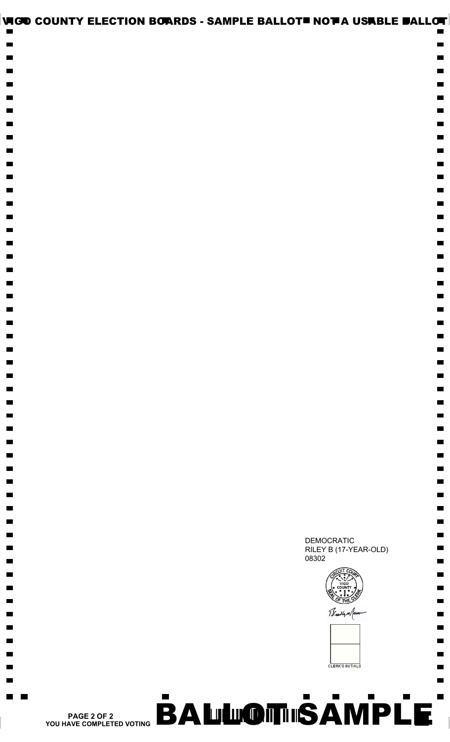VIGO COUNTY ELECTION BOARDS - SAMPLE BALLOT NOT A USABLE BALLOT

DEMOCRATIC
RILEY B (17-YEAR-OLD)
08302

CLERK'S INITIALS

YOU HAVE COMPLETED VOTING

BALLOT SAMPLE